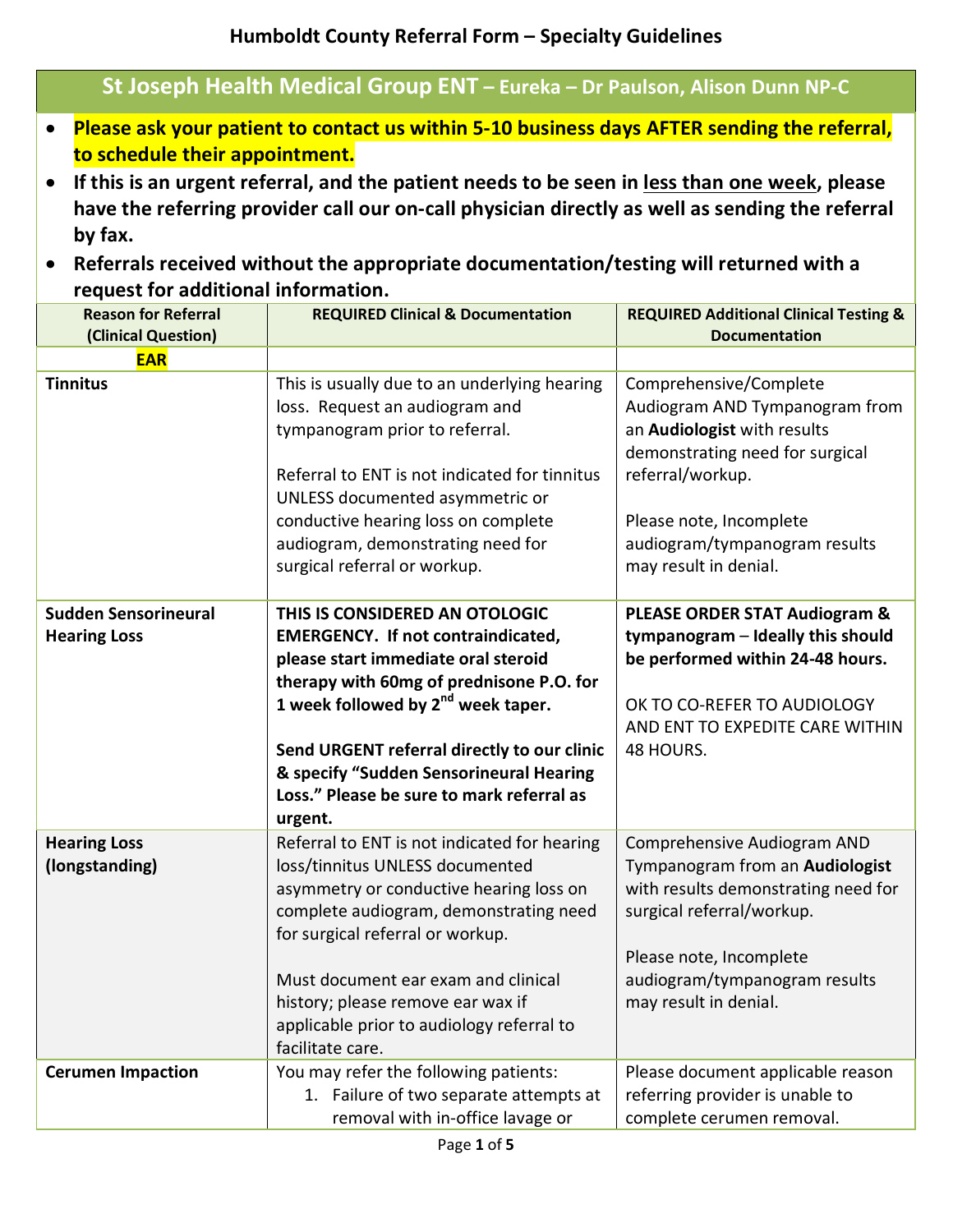# Humboldt County Referral Form – Specialty Guidelines

## St Joseph Health Medical Group ENT – Eureka – Dr Paulson, Alison Dunn NP-C

- **Please ask your patient to contact us within 5-10 business days AFTER sending the referral, to schedule their appointment.**
- **If this is an urgent referral, and the patient needs to be seen in less than one week, please have the referring provider call our on-call physician directly as well as sending the referral by fax.**
- **Referrals received without the appropriate documentation/testing will returned with a request for additional information.**

| Reason for Referral (Clinical Question) | REQUIRED Clinical & Documentation | REQUIRED Additional Clinical Testing & Documentation |
|---|---|---|
| **EAR** | | |
| **Tinnitus** | This is usually due to an underlying hearing loss. Request an audiogram and tympanogram prior to referral.<br><br>Referral to ENT is not indicated for tinnitus UNLESS documented asymmetric or conductive hearing loss on complete audiogram, demonstrating need for surgical referral or workup. | Comprehensive/Complete Audiogram AND Tympanogram from an **Audiologist** with results demonstrating need for surgical referral/workup.<br><br>Please note, Incomplete audiogram/tympanogram results may result in denial. |
| **Sudden Sensorineural Hearing Loss** | **THIS IS CONSIDERED AN OTOLOGIC EMERGENCY. If not contraindicated, please start immediate oral steroid therapy with 60mg of prednisone P.O. for 1 week followed by 2nd week taper.**<br><br>**Send URGENT referral directly to our clinic & specify "Sudden Sensorineural Hearing Loss." Please be sure to mark referral as urgent.** | **PLEASE ORDER STAT Audiogram & tympanogram – Ideally this should be performed within 24-48 hours.**<br><br>OK TO CO-REFER TO AUDIOLOGY AND ENT TO EXPEDITE CARE WITHIN 48 HOURS. |
| **Hearing Loss (longstanding)** | Referral to ENT is not indicated for hearing loss/tinnitus UNLESS documented asymmetry or conductive hearing loss on complete audiogram, demonstrating need for surgical referral or workup.<br><br>Must document ear exam and clinical history; please remove ear wax if applicable prior to audiology referral to facilitate care. | Comprehensive Audiogram AND Tympanogram from an **Audiologist** with results demonstrating need for surgical referral/workup.<br><br>Please note, Incomplete audiogram/tympanogram results may result in denial. |
| **Cerumen Impaction** | You may refer the following patients:<br>1. Failure of two separate attempts at removal with in-office lavage or | Please document applicable reason referring provider is unable to complete cerumen removal. |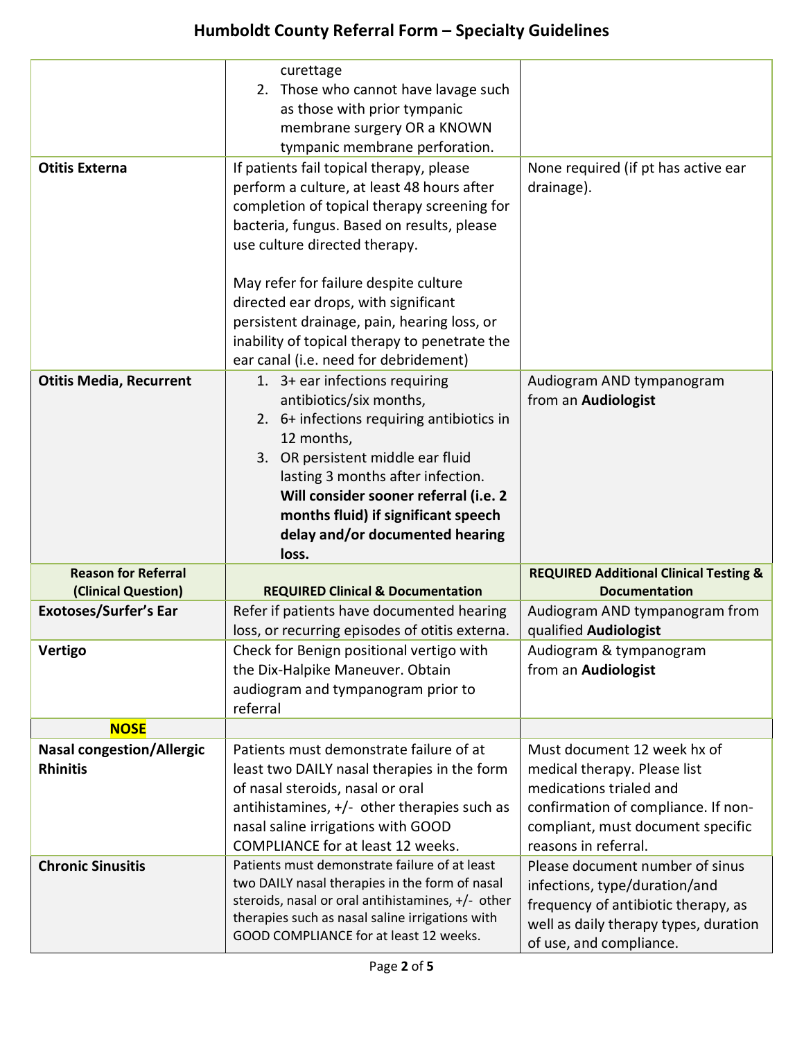| | | |
|---|---|---|
| | curettage<br>2. Those who cannot have lavage such as those with prior tympanic membrane surgery OR a KNOWN tympanic membrane perforation. | |
| **Otitis Externa** | If patients fail topical therapy, please perform a culture, at least 48 hours after completion of topical therapy screening for bacteria, fungus. Based on results, please use culture directed therapy.<br><br>May refer for failure despite culture directed ear drops, with significant persistent drainage, pain, hearing loss, or inability of topical therapy to penetrate the ear canal (i.e. need for debridement) | None required (if pt has active ear drainage). |
| **Otitis Media, Recurrent** | 1. 3+ ear infections requiring antibiotics/six months,<br>2. 6+ infections requiring antibiotics in 12 months,<br>3. OR persistent middle ear fluid lasting 3 months after infection. **Will consider sooner referral (i.e. 2 months fluid) if significant speech delay and/or documented hearing loss.** | Audiogram AND tympanogram from an **Audiologist** |
| **Reason for Referral (Clinical Question)** | **REQUIRED Clinical & Documentation** | **REQUIRED Additional Clinical Testing & Documentation** |
| **Exotoses/Surfer's Ear** | Refer if patients have documented hearing loss, or recurring episodes of otitis externa. | Audiogram AND tympanogram from qualified **Audiologist** |
| **Vertigo** | Check for Benign positional vertigo with the Dix-Halpike Maneuver. Obtain audiogram and tympanogram prior to referral | Audiogram & tympanogram from an **Audiologist** |
| **NOSE** | | |
| **Nasal congestion/Allergic Rhinitis** | Patients must demonstrate failure of at least two DAILY nasal therapies in the form of nasal steroids, nasal or oral antihistamines, +/- other therapies such as nasal saline irrigations with GOOD COMPLIANCE for at least 12 weeks. | Must document 12 week hx of medical therapy. Please list medications trialed and confirmation of compliance. If non-compliant, must document specific reasons in referral. |
| **Chronic Sinusitis** | Patients must demonstrate failure of at least two DAILY nasal therapies in the form of nasal steroids, nasal or oral antihistamines, +/- other therapies such as nasal saline irrigations with GOOD COMPLIANCE for at least 12 weeks. | Please document number of sinus infections, type/duration/and frequency of antibiotic therapy, as well as daily therapy types, duration of use, and compliance. |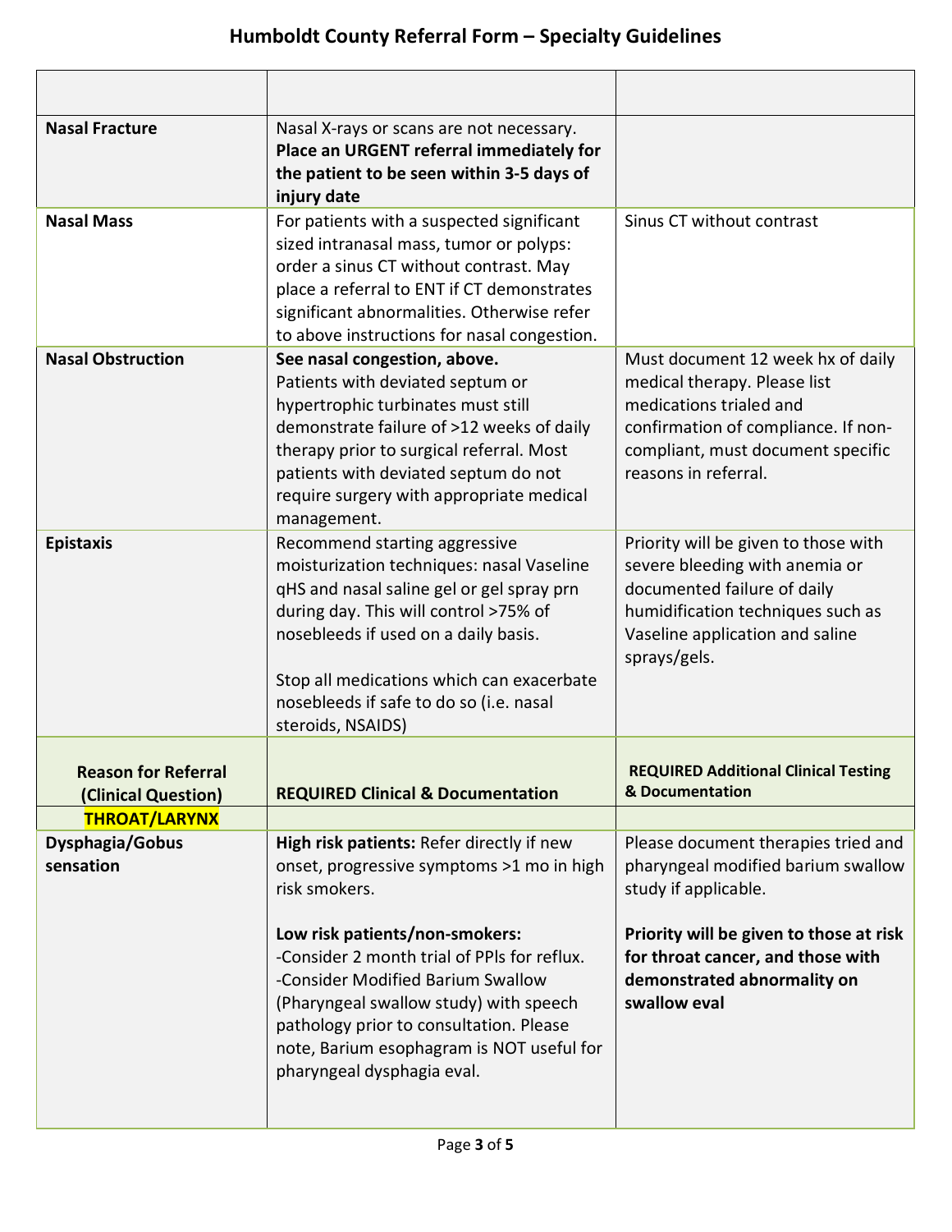# Humboldt County Referral Form – Specialty Guidelines

| | | |
|---|---|---|
| **Nasal Fracture** | Nasal X-rays or scans are not necessary. **Place an URGENT referral immediately for the patient to be seen within 3-5 days of injury date** | |
| **Nasal Mass** | For patients with a suspected significant sized intranasal mass, tumor or polyps: order a sinus CT without contrast. May place a referral to ENT if CT demonstrates significant abnormalities. Otherwise refer to above instructions for nasal congestion. | Sinus CT without contrast |
| **Nasal Obstruction** | **See nasal congestion, above.** Patients with deviated septum or hypertrophic turbinates must still demonstrate failure of >12 weeks of daily therapy prior to surgical referral. Most patients with deviated septum do not require surgery with appropriate medical management. | Must document 12 week hx of daily medical therapy. Please list medications trialed and confirmation of compliance. If non-compliant, must document specific reasons in referral. |
| **Epistaxis** | Recommend starting aggressive moisturization techniques: nasal Vaseline qHS and nasal saline gel or gel spray prn during day. This will control >75% of nosebleeds if used on a daily basis.<br><br>Stop all medications which can exacerbate nosebleeds if safe to do so (i.e. nasal steroids, NSAIDS) | Priority will be given to those with severe bleeding with anemia or documented failure of daily humidification techniques such as Vaseline application and saline sprays/gels. |
| **Reason for Referral (Clinical Question)** | **REQUIRED Clinical & Documentation** | **REQUIRED Additional Clinical Testing & Documentation** |
| **THROAT/LARYNX** | | |
| **Dysphagia/Gobus sensation** | **High risk patients:** Refer directly if new onset, progressive symptoms >1 mo in high risk smokers.<br><br>**Low risk patients/non-smokers:**<br>-Consider 2 month trial of PPIs for reflux.<br>-Consider Modified Barium Swallow (Pharyngeal swallow study) with speech pathology prior to consultation. Please note, Barium esophagram is NOT useful for pharyngeal dysphagia eval. | Please document therapies tried and pharyngeal modified barium swallow study if applicable.<br><br>**Priority will be given to those at risk for throat cancer, and those with demonstrated abnormality on swallow eval** |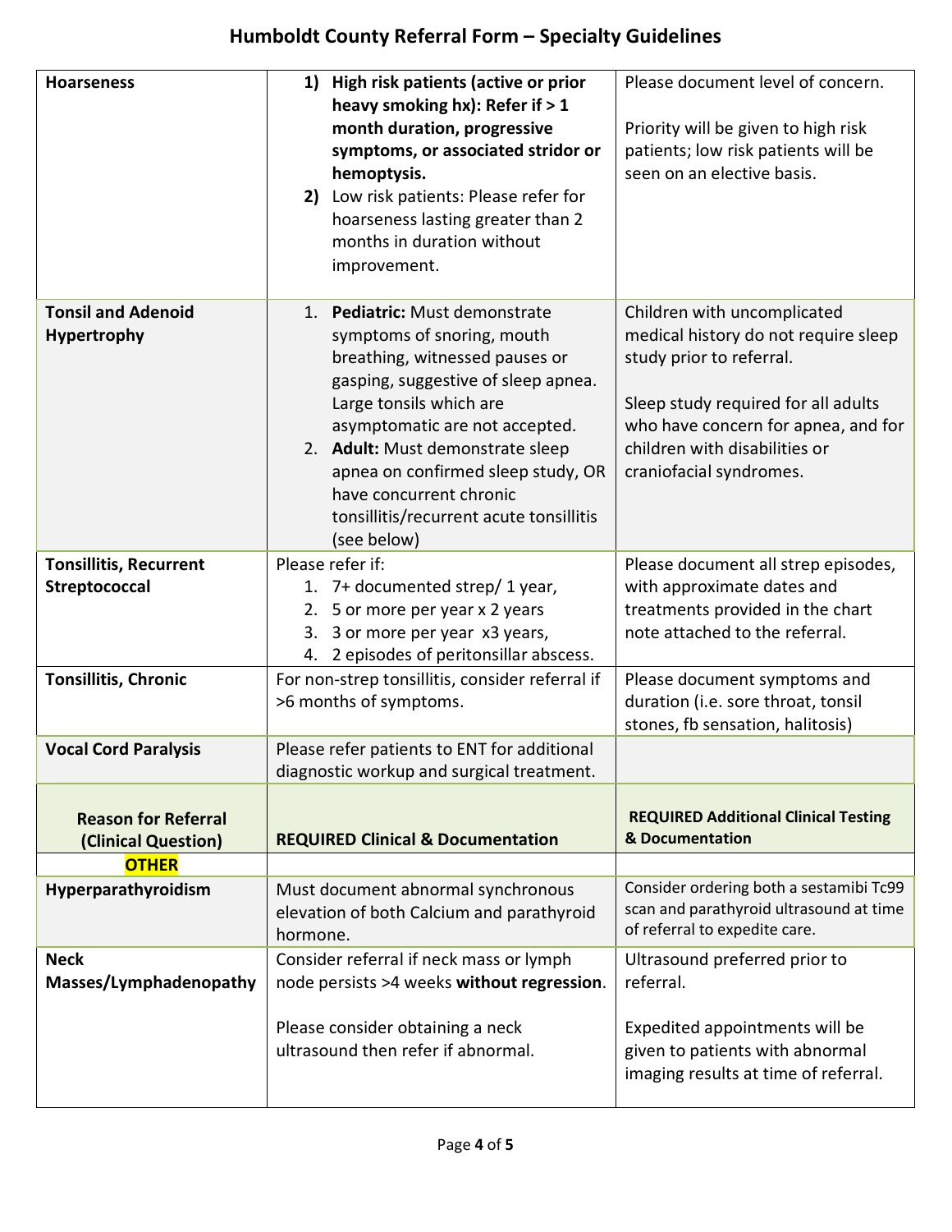# Humboldt County Referral Form – Specialty Guidelines

| | | |
|---|---|---|
| **Hoarseness** | 1) **High risk patients (active or prior heavy smoking hx): Refer if > 1 month duration, progressive symptoms, or associated stridor or hemoptysis.**<br>2) Low risk patients: Please refer for hoarseness lasting greater than 2 months in duration without improvement. | Please document level of concern.<br><br>Priority will be given to high risk patients; low risk patients will be seen on an elective basis. |
| **Tonsil and Adenoid Hypertrophy** | 1. **Pediatric:** Must demonstrate symptoms of snoring, mouth breathing, witnessed pauses or gasping, suggestive of sleep apnea. Large tonsils which are asymptomatic are not accepted.<br>2. **Adult:** Must demonstrate sleep apnea on confirmed sleep study, OR have concurrent chronic tonsillitis/recurrent acute tonsillitis (see below) | Children with uncomplicated medical history do not require sleep study prior to referral.<br><br>Sleep study required for all adults who have concern for apnea, and for children with disabilities or craniofacial syndromes. |
| **Tonsillitis, Recurrent Streptococcal** | Please refer if:<br>1. 7+ documented strep/ 1 year,<br>2. 5 or more per year x 2 years<br>3. 3 or more per year x3 years,<br>4. 2 episodes of peritonsillar abscess. | Please document all strep episodes, with approximate dates and treatments provided in the chart note attached to the referral. |
| **Tonsillitis, Chronic** | For non-strep tonsillitis, consider referral if >6 months of symptoms. | Please document symptoms and duration (i.e. sore throat, tonsil stones, fb sensation, halitosis) |
| **Vocal Cord Paralysis** | Please refer patients to ENT for additional diagnostic workup and surgical treatment. | |
| **Reason for Referral (Clinical Question)** | **REQUIRED Clinical & Documentation** | **REQUIRED Additional Clinical Testing & Documentation** |
| **OTHER** | | |
| **Hyperparathyroidism** | Must document abnormal synchronous elevation of both Calcium and parathyroid hormone. | Consider ordering both a sestamibi Tc99 scan and parathyroid ultrasound at time of referral to expedite care. |
| **Neck Masses/Lymphadenopathy** | Consider referral if neck mass or lymph node persists >4 weeks **without regression**.<br><br>Please consider obtaining a neck ultrasound then refer if abnormal. | Ultrasound preferred prior to referral.<br><br>Expedited appointments will be given to patients with abnormal imaging results at time of referral. |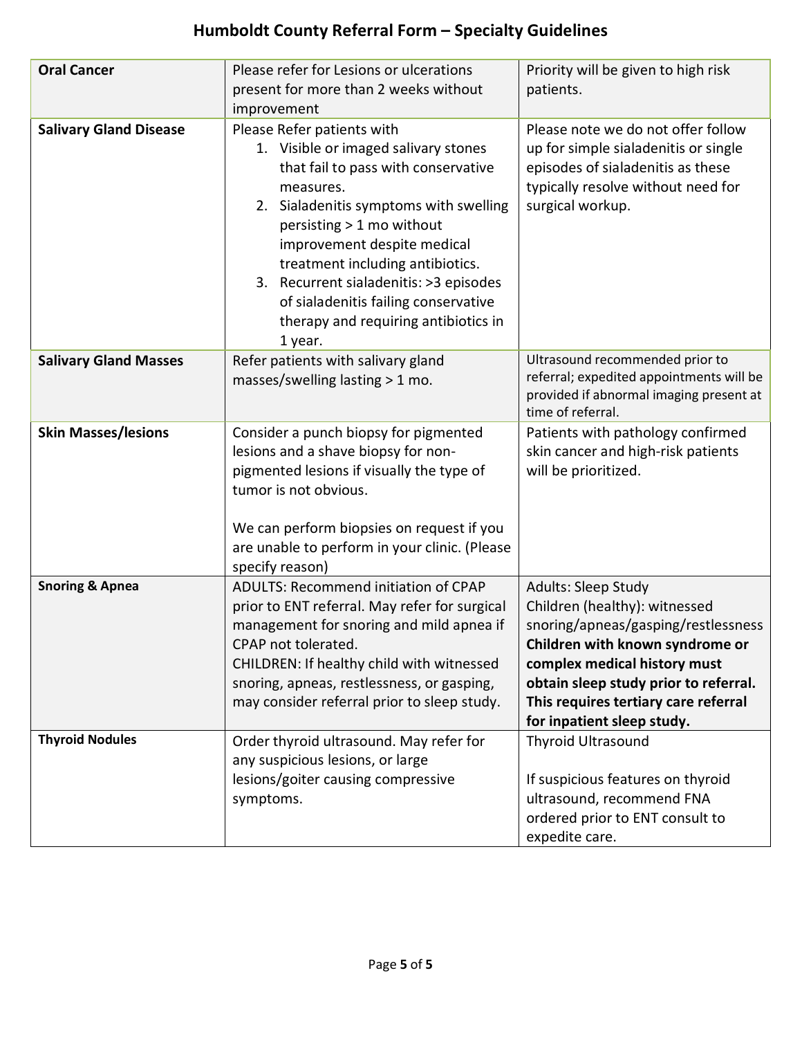# Humboldt County Referral Form – Specialty Guidelines

| | | |
|---|---|---|
| **Oral Cancer** | Please refer for Lesions or ulcerations present for more than 2 weeks without improvement | Priority will be given to high risk patients. |
| **Salivary Gland Disease** | Please Refer patients with<br>1. Visible or imaged salivary stones that fail to pass with conservative measures.<br>2. Sialadenitis symptoms with swelling persisting > 1 mo without improvement despite medical treatment including antibiotics.<br>3. Recurrent sialadenitis: >3 episodes of sialadenitis failing conservative therapy and requiring antibiotics in 1 year. | Please note we do not offer follow up for simple sialadenitis or single episodes of sialadenitis as these typically resolve without need for surgical workup. |
| **Salivary Gland Masses** | Refer patients with salivary gland masses/swelling lasting > 1 mo. | Ultrasound recommended prior to referral; expedited appointments will be provided if abnormal imaging present at time of referral. |
| **Skin Masses/lesions** | Consider a punch biopsy for pigmented lesions and a shave biopsy for non-pigmented lesions if visually the type of tumor is not obvious.<br><br>We can perform biopsies on request if you are unable to perform in your clinic. (Please specify reason) | Patients with pathology confirmed skin cancer and high-risk patients will be prioritized. |
| **Snoring & Apnea** | ADULTS: Recommend initiation of CPAP prior to ENT referral. May refer for surgical management for snoring and mild apnea if CPAP not tolerated.<br>CHILDREN: If healthy child with witnessed snoring, apneas, restlessness, or gasping, may consider referral prior to sleep study. | Adults: Sleep Study<br>Children (healthy): witnessed snoring/apneas/gasping/restlessness<br>**Children with known syndrome or complex medical history must obtain sleep study prior to referral. This requires tertiary care referral for inpatient sleep study.** |
| **Thyroid Nodules** | Order thyroid ultrasound. May refer for any suspicious lesions, or large lesions/goiter causing compressive symptoms. | Thyroid Ultrasound<br><br>If suspicious features on thyroid ultrasound, recommend FNA ordered prior to ENT consult to expedite care. |